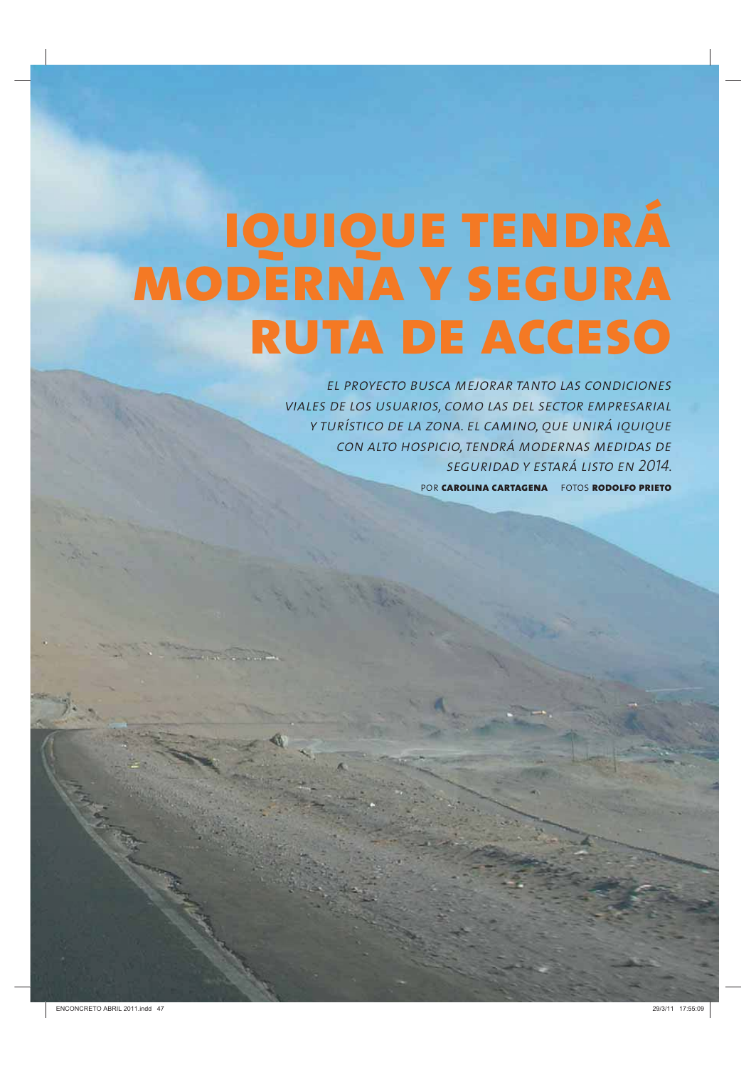# IQUIQUE TENDRÁ MODERNA Y SEGURA RUTA DE ACCESO

*EL PROYECTO BUSCA MEJORAR TANTO LAS CONDICIONES VIALES DE LOS USUARIOS, COMO LAS DEL SECTOR EMPRESARIAL Y TURÍSTICO DE LA ZONA. EL CAMINO, QUE UNIRÁ IQUIQUE CON ALTO HOSPICIO, TENDRÁ MODERNAS MEDIDAS DE SEGURIDAD Y ESTARÁ LISTO EN 2014.*

POR **CAROLINA CARTAGENA** FOTOS **RODOLFO PRIETO**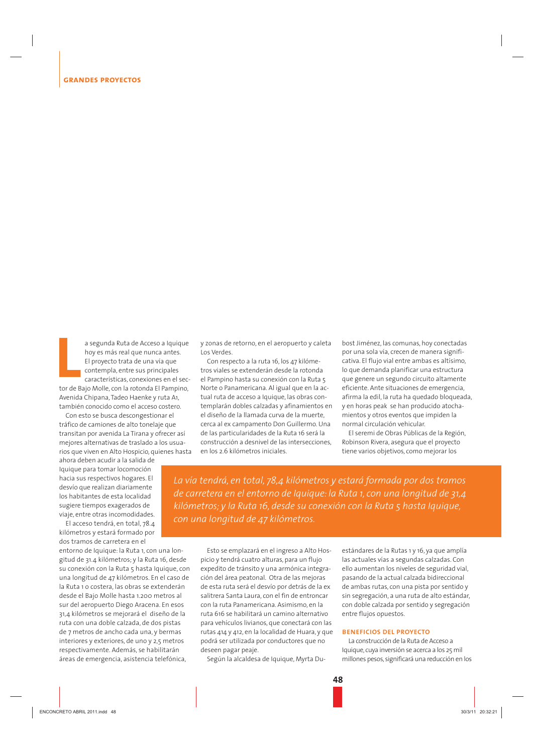La segunda Ruta de Acceso a Iquique hoy es más real que nunca antes. El proyecto trata de una vía que contempla, entre sus principales características, conexiones en el sector de Bajo Molle, con la rotonda El Pampino, Avenida Chipana, Tadeo Haenke y ruta A1, también conocido como el acceso costero.

Con esto se busca descongestionar el tráfico de camiones de alto tonelaje que transitan por avenida La Tirana y ofrecer así mejores alternativas de traslado a los usuarios que viven en Alto Hospicio, quienes hasta ahora deben acudir a la salida de Iquique para tomar locomoción hacia sus respectivos hogares. El desvío que realizan diariamente los habitantes de esta localidad sugiere tiempos exagerados de viaje, entre otras incomodidades.

El acceso tendrá, en total, 78.4 kilómetros y estará formado por dos tramos de carretera en el entorno de Iquique: la Ruta 1, con una longitud de 31.4 kilómetros; y la Ruta 16, desde su conexión con la Ruta 5 hasta Iquique, con una longitud de 47 kilómetros. En el caso de la Ruta 1 o costera, las obras se extenderán desde el Bajo Molle hasta 1.200 metros al sur del aeropuerto Diego Aracena. En esos 31,4 kilómetros se mejorará el diseño de la ruta con una doble calzada, de dos pistas de 7 metros de ancho cada una, y bermas interiores y exteriores, de uno y 2,5 metros respectivamente. Además, se habilitarán áreas de emergencia, asistencia telefónica, y zonas de retorno, en el aeropuerto y caleta Los Verdes.

Con respecto a la ruta 16, los 47 kilómetros viales se extenderán desde la rotonda el Pampino hasta su conexión con la Ruta 5 Norte o Panamericana. Al igual que en la actual ruta de acceso a Iquique, las obras contemplarán dobles calzadas y afinamientos en el diseño de la llamada curva de la muerte, cerca al ex campamento Don Guillermo. Una de las particularidades de la Ruta 16 será la construcción a desnivel de las intersecciones, en los 2.6 kilómetros iniciales.

*La vía tendrá, en total, 78,4 kilómetros y estará formada por dos tramos de carretera en el entorno de Iquique: la Ruta 1, con una longitud de 31,4 kilómetros; y la Ruta 16, desde su conexión con la Ruta 5 hasta Iquique, con una longitud de 47 kilómetros.*

Esto se emplazará en el ingreso a Alto Hospicio y tendrá cuatro alturas, para un flujo expedito de tránsito y una armónica integración del área peatonal. Otra de las mejoras de esta ruta será el desvío por detrás de la ex salitrera Santa Laura, con el fin de entroncar con la ruta Panamericana. Asimismo, en la ruta 616 se habilitará un camino alternativo para vehículos livianos, que conectará con las rutas 414 y 412, en la localidad de Huara, y que podrá ser utilizada por conductores que no deseen pagar peaje.

Según la alcaldesa de Iquique, Myrta Dubost Jiménez, las comunas, hoy conectadas por una sola vía, crecen de manera significativa. El flujo vial entre ambas es altísimo, lo que demanda planificar una estructura que genere un segundo circuito altamente eficiente. Ante situaciones de emergencia, afirma la edil, la ruta ha quedado bloqueada, y en horas peak se han producido atochamientos y otros eventos que impiden la normal circulación vehicular.

El seremi de Obras Públicas de la Región, Robinson Rivera, asegura que el proyecto tiene varios objetivos, como mejorar los estándares de la Rutas 1 y 16, ya que amplía las actuales vías a segundas calzadas. Con ello aumentan los niveles de seguridad vial, pasando de la actual calzada bidireccional de ambas rutas, con una pista por sentido y sin segregación, a una ruta de alto estándar, con doble calzada por sentido y segregación entre flujos opuestos.

## BENEFICIOS DEL PROYECTO

La construcción de la Ruta de Acceso a Iquique, cuya inversión se acerca a los 25 mil millones pesos, significará una reducción en los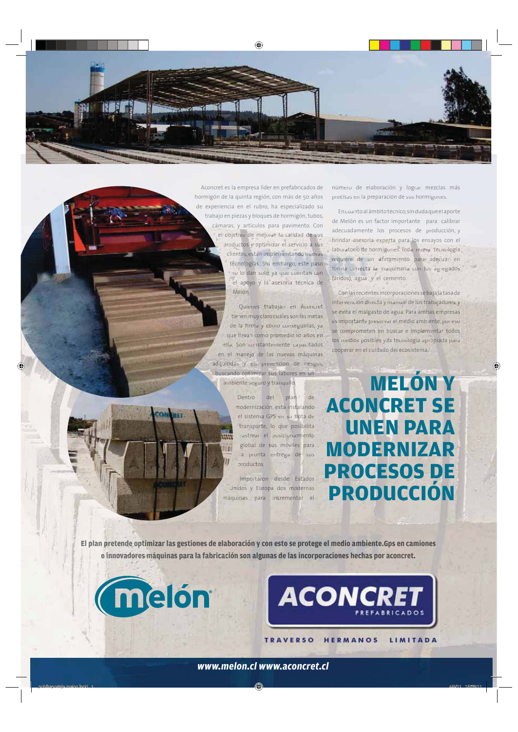# MELÓN Y ACONCRET SE UNEN PARA MODERNIZAR PROCESOS DE PRODUCCIÓN

Aconcret es la empresa líder en prefabricados de hormigón de la quinta región, con más de 50 años de experiencia en el rubro, ha especializado su trabajo en piezas y bloques de hormigón, tubos, cámaras, y artículos para pavimento. Con el objetivo de mejorar la calidad de sus productos y optimizar el servicio a sus clientes, están implementando nuevas tecnologías. Sin embargo, este paso no lo dan solo, ya que cuentan con el apoyo y la asesoría técnica de Melón.

Quienes trabajan en Aconcret tienen muy claro cuáles son las metas de la firma y cómo conseguirlas, ya que llevan como promedio 10 años en ella. Son constantemente capacitados en el manejo de las nuevas máquinas adquiridas y en prevención de riesgos, buscando optimizar sus labores en un ambiente seguro y tranquilo.

Dentro del plan de modernización, está instalando el sistema GPS en su flota de transporte, lo que posibilita rastrear el posicionamiento global de sus móviles para la pronta entrega de sus productos.

Importaron desde Estados Unidos y Europa dos modernas máquinas para incrementar el número de elaboración y lograr mezclas más precisas en la preparación de sus hormigones.

En cuanto al ámbito técnico, sin duda que el aporte de Melón es un factor importante para calibrar adecuadamente los procesos de producción, y brindar asesoría experta para los ensayos con el laboratorio de hormigones. Toda nueva tecnología requiere de un afinamiento para adecuar en forma correcta la maquinaria con los agregados (áridos), agua y el cemento.

Con las recientes incorporaciones se baja la tasa de intervención directa y manual de los trabajadores, y se evita el malgasto de agua. Para ambas empresas es importante preservar el medio ambiente, por eso se comprometen en buscar e implementar todos los medios posibles y la tecnología apropiada para cooperar en el cuidado del ecosistema.

**El plan pretende optimizar las gestiones de elaboración y con esto se protege el medio ambiente.Gps en camiones e innovadores máquinas para la fabricación son algunas de las incorporaciones hechas por aconcret.**

melón

ACONCRET PREFABRICADOS

TRAVERSO HERMANOS LIMITADA

***www.melon.cl www.aconcret.cl***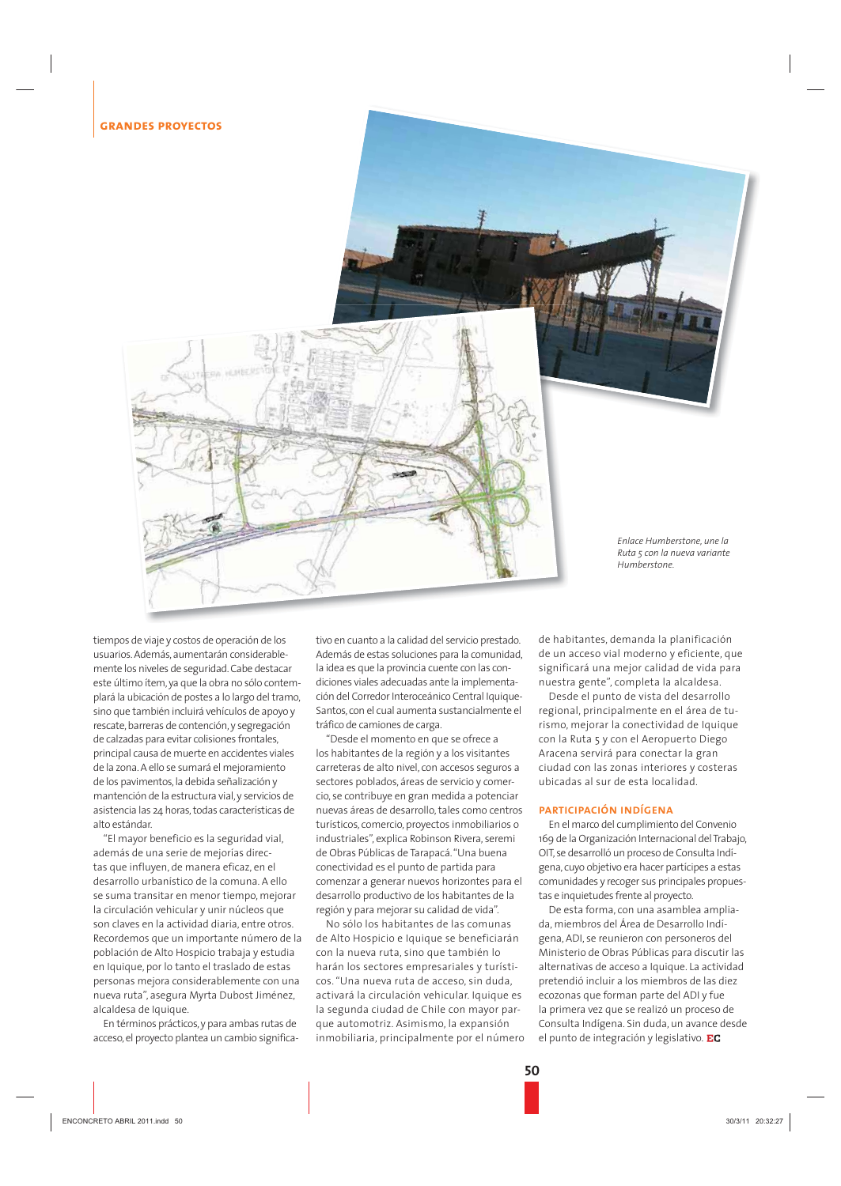Enlace Humberstone, une la Ruta 5 con la nueva variante Humberstone.

tiempos de viaje y costos de operación de los usuarios. Además, aumentarán considerablemente los niveles de seguridad. Cabe destacar este último ítem, ya que la obra no sólo contemplará la ubicación de postes a lo largo del tramo, sino que también incluirá vehículos de apoyo y rescate, barreras de contención, y segregación de calzadas para evitar colisiones frontales, principal causa de muerte en accidentes viales de la zona. A ello se sumará el mejoramiento de los pavimentos, la debida señalización y mantención de la estructura vial, y servicios de asistencia las 24 horas, todas características de alto estándar.

"El mayor beneficio es la seguridad vial, además de una serie de mejorías directas que influyen, de manera eficaz, en el desarrollo urbanístico de la comuna. A ello se suma transitar en menor tiempo, mejorar la circulación vehicular y unir núcleos que son claves en la actividad diaria, entre otros. Recordemos que un importante número de la población de Alto Hospicio trabaja y estudia en Iquique, por lo tanto el traslado de estas personas mejora considerablemente con una nueva ruta", asegura Myrta Dubost Jiménez, alcaldesa de Iquique.

En términos prácticos, y para ambas rutas de acceso, el proyecto plantea un cambio significativo en cuanto a la calidad del servicio prestado. Además de estas soluciones para la comunidad, la idea es que la provincia cuente con las condiciones viales adecuadas ante la implementación del Corredor Interoceánico Central Iquique-Santos, con el cual aumenta sustancialmente el tráfico de camiones de carga.

"Desde el momento en que se ofrece a los habitantes de la región y a los visitantes carreteras de alto nivel, con accesos seguros a sectores poblados, áreas de servicio y comercio, se contribuye en gran medida a potenciar nuevas áreas de desarrollo, tales como centros turísticos, comercio, proyectos inmobiliarios o industriales", explica Robinson Rivera, seremi de Obras Públicas de Tarapacá. "Una buena conectividad es el punto de partida para comenzar a generar nuevos horizontes para el desarrollo productivo de los habitantes de la región y para mejorar su calidad de vida".

No sólo los habitantes de las comunas de Alto Hospicio e Iquique se beneficiarán con la nueva ruta, sino que también lo harán los sectores empresariales y turísticos. "Una nueva ruta de acceso, sin duda, activará la circulación vehicular. Iquique es la segunda ciudad de Chile con mayor parque automotriz. Asimismo, la expansión inmobiliaria, principalmente por el número de habitantes, demanda la planificación de un acceso vial moderno y eficiente, que significará una mejor calidad de vida para nuestra gente", completa la alcaldesa.

Desde el punto de vista del desarrollo regional, principalmente en el área de turismo, mejorar la conectividad de Iquique con la Ruta 5 y con el Aeropuerto Diego Aracena servirá para conectar la gran ciudad con las zonas interiores y costeras ubicadas al sur de esta localidad.

## PARTICIPACIÓN INDÍGENA

En el marco del cumplimiento del Convenio 169 de la Organización Internacional del Trabajo, OIT, se desarrolló un proceso de Consulta Indígena, cuyo objetivo era hacer partícipes a estas comunidades y recoger sus principales propuestas e inquietudes frente al proyecto.

De esta forma, con una asamblea ampliada, miembros del Área de Desarrollo Indígena, ADI, se reunieron con personeros del Ministerio de Obras Públicas para discutir las alternativas de acceso a Iquique. La actividad pretendió incluir a los miembros de las diez ecozonas que forman parte del ADI y fue la primera vez que se realizó un proceso de Consulta Indígena. Sin duda, un avance desde el punto de integración y legislativo. **EC**